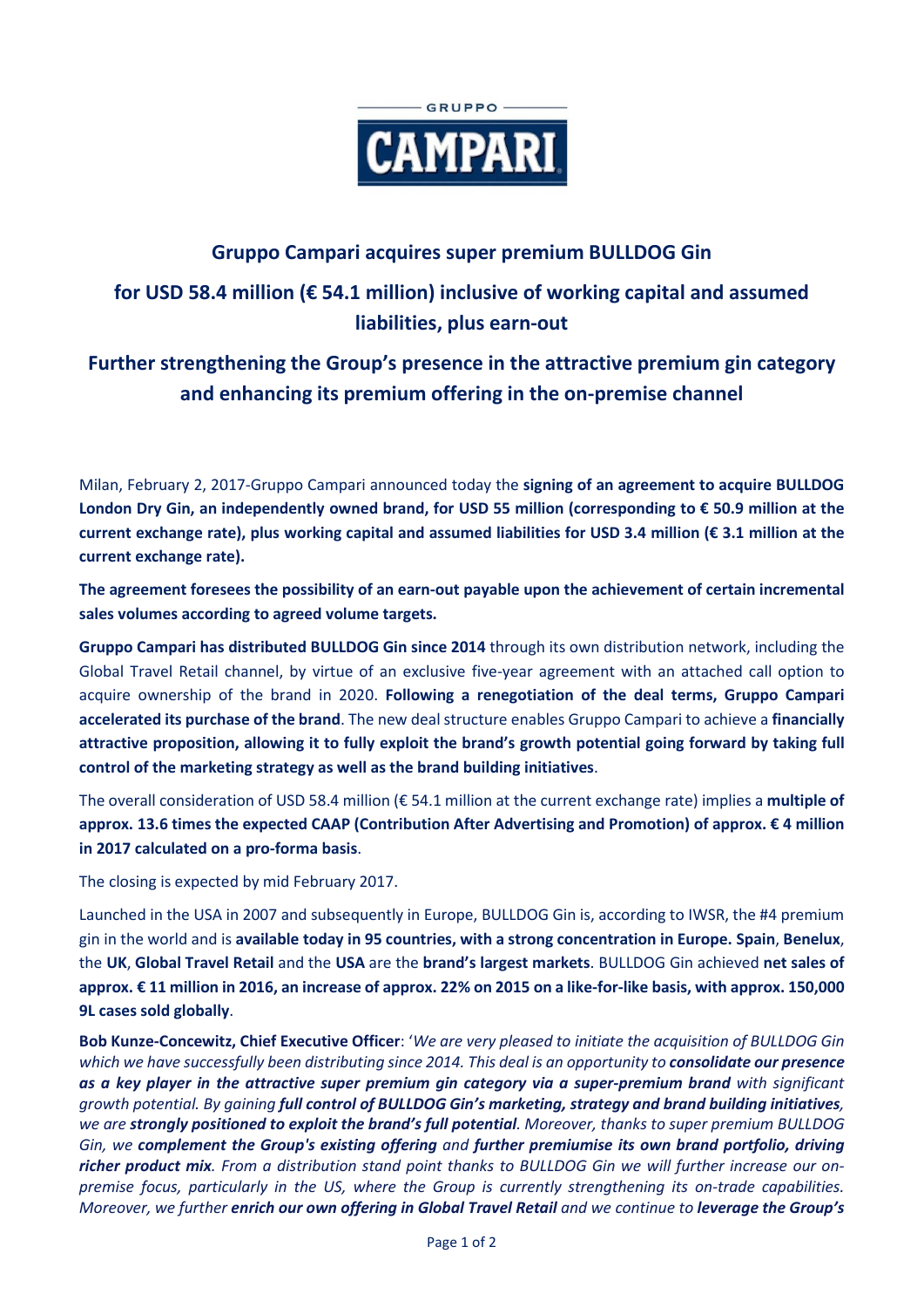GRUPPO CAMPARI

# Gruppo Campari acquires super premium BULLDOG Gin

## for USD 58.4 million (€ 54.1 million) inclusive of working capital and assumed liabilities, plus earn-out

## Further strengthening the Group's presence in the attractive premium gin category and enhancing its premium offering in the on-premise channel

Milan, February 2, 2017-Gruppo Campari announced today the **signing of an agreement to acquire BULLDOG London Dry Gin, an independently owned brand, for USD 55 million (corresponding to € 50.9 million at the current exchange rate), plus working capital and assumed liabilities for USD 3.4 million (€ 3.1 million at the current exchange rate).**

**The agreement foresees the possibility of an earn-out payable upon the achievement of certain incremental sales volumes according to agreed volume targets.**

**Gruppo Campari has distributed BULLDOG Gin since 2014** through its own distribution network, including the Global Travel Retail channel, by virtue of an exclusive five-year agreement with an attached call option to acquire ownership of the brand in 2020. **Following a renegotiation of the deal terms, Gruppo Campari accelerated its purchase of the brand**. The new deal structure enables Gruppo Campari to achieve a **financially attractive proposition, allowing it to fully exploit the brand's growth potential going forward by taking full control of the marketing strategy as well as the brand building initiatives**.

The overall consideration of USD 58.4 million (€ 54.1 million at the current exchange rate) implies a **multiple of approx. 13.6 times the expected CAAP (Contribution After Advertising and Promotion) of approx. € 4 million in 2017 calculated on a pro-forma basis**.

The closing is expected by mid February 2017.

Launched in the USA in 2007 and subsequently in Europe, BULLDOG Gin is, according to IWSR, the #4 premium gin in the world and is **available today in 95 countries, with a strong concentration in Europe. Spain**, **Benelux**, the **UK**, **Global Travel Retail** and the **USA** are the **brand's largest markets**. BULLDOG Gin achieved **net sales of approx. € 11 million in 2016, an increase of approx. 22% on 2015 on a like-for-like basis, with approx. 150,000 9L cases sold globally**.

**Bob Kunze-Concewitz, Chief Executive Officer**: '*We are very pleased to initiate the acquisition of BULLDOG Gin which we have successfully been distributing since 2014. This deal is an opportunity to **consolidate our presence as a key player in the attractive super premium gin category via a super-premium brand** with significant growth potential. By gaining **full control of BULLDOG Gin's marketing, strategy and brand building initiatives**, we are **strongly positioned to exploit the brand's full potential**. Moreover, thanks to super premium BULLDOG Gin, we **complement the Group's existing offering** and **further premiumise its own brand portfolio, driving richer product mix**. From a distribution stand point thanks to BULLDOG Gin we will further increase our on-premise focus, particularly in the US, where the Group is currently strengthening its on-trade capabilities. Moreover, we further **enrich our own offering in Global Travel Retail** and we continue to **leverage the Group's***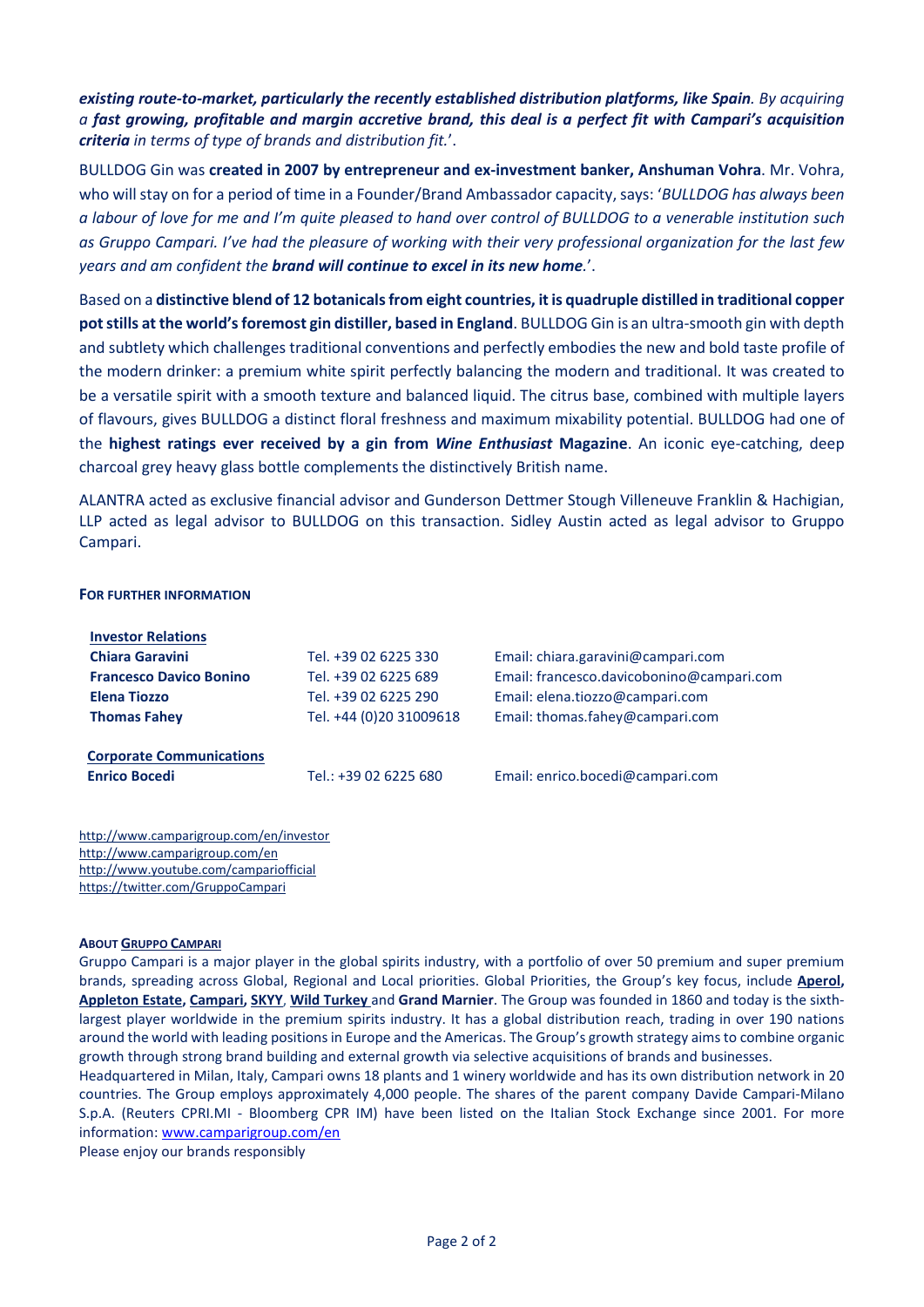***existing route-to-market, particularly the recently established distribution platforms, like Spain****. By acquiring a* ***fast growing, profitable and margin accretive brand, this deal is a perfect fit with Campari's acquisition criteria*** *in terms of type of brands and distribution fit.*'.

BULLDOG Gin was **created in 2007 by entrepreneur and ex-investment banker, Anshuman Vohra**. Mr. Vohra, who will stay on for a period of time in a Founder/Brand Ambassador capacity, says: '*BULLDOG has always been a labour of love for me and I'm quite pleased to hand over control of BULLDOG to a venerable institution such as Gruppo Campari. I've had the pleasure of working with their very professional organization for the last few years and am confident the* ***brand will continue to excel in its new home****.*'.

Based on a **distinctive blend of 12 botanicals from eight countries, it is quadruple distilled in traditional copper pot stills at the world's foremost gin distiller, based in England**. BULLDOG Gin is an ultra-smooth gin with depth and subtlety which challenges traditional conventions and perfectly embodies the new and bold taste profile of the modern drinker: a premium white spirit perfectly balancing the modern and traditional. It was created to be a versatile spirit with a smooth texture and balanced liquid. The citrus base, combined with multiple layers of flavours, gives BULLDOG a distinct floral freshness and maximum mixability potential. BULLDOG had one of the **highest ratings ever received by a gin from *Wine Enthusiast* Magazine**. An iconic eye-catching, deep charcoal grey heavy glass bottle complements the distinctively British name.

ALANTRA acted as exclusive financial advisor and Gunderson Dettmer Stough Villeneuve Franklin & Hachigian, LLP acted as legal advisor to BULLDOG on this transaction. Sidley Austin acted as legal advisor to Gruppo Campari.

**FOR FURTHER INFORMATION**

| | | |
|---|---|---|
| **Investor Relations** | | |
| **Chiara Garavini** | Tel. +39 02 6225 330 | Email: chiara.garavini@campari.com |
| **Francesco Davico Bonino** | Tel. +39 02 6225 689 | Email: francesco.davicobonino@campari.com |
| **Elena Tiozzo** | Tel. +39 02 6225 290 | Email: elena.tiozzo@campari.com |
| **Thomas Fahey** | Tel. +44 (0)20 31009618 | Email: thomas.fahey@campari.com |
| | | |
| **Corporate Communications** | | |
| **Enrico Bocedi** | Tel.: +39 02 6225 680 | Email: enrico.bocedi@campari.com |

http://www.camparigroup.com/en/investor
http://www.camparigroup.com/en
http://www.youtube.com/campariofficial
https://twitter.com/GruppoCampari

**ABOUT GRUPPO CAMPARI**

Gruppo Campari is a major player in the global spirits industry, with a portfolio of over 50 premium and super premium brands, spreading across Global, Regional and Local priorities. Global Priorities, the Group's key focus, include **Aperol, Appleton Estate, Campari, SKYY**, **Wild Turkey** and **Grand Marnier**. The Group was founded in 1860 and today is the sixth-largest player worldwide in the premium spirits industry. It has a global distribution reach, trading in over 190 nations around the world with leading positions in Europe and the Americas. The Group's growth strategy aims to combine organic growth through strong brand building and external growth via selective acquisitions of brands and businesses.

Headquartered in Milan, Italy, Campari owns 18 plants and 1 winery worldwide and has its own distribution network in 20 countries. The Group employs approximately 4,000 people. The shares of the parent company Davide Campari-Milano S.p.A. (Reuters CPRI.MI - Bloomberg CPR IM) have been listed on the Italian Stock Exchange since 2001. For more information: www.camparigroup.com/en

Please enjoy our brands responsibly